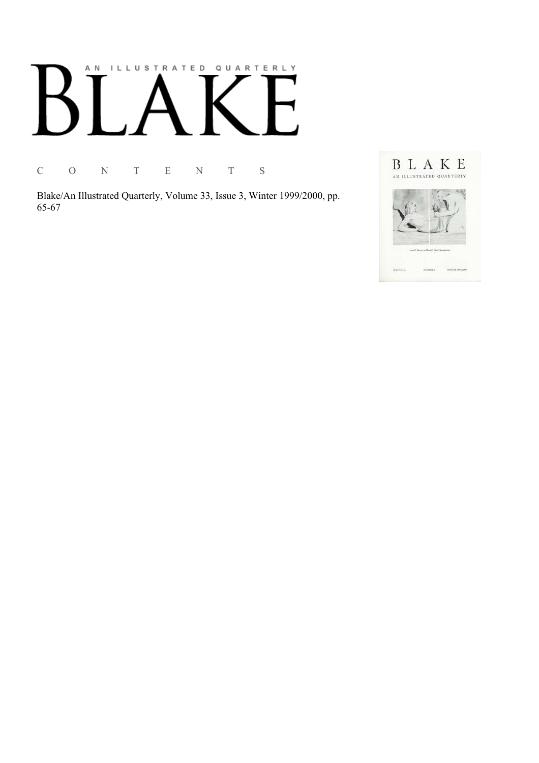# AN ILLUSTRATED QUARTERLY

# BLAKE

C O N T E N T S

Blake/An Illustrated Quarterly, Volume 33, Issue 3, Winter 1999/2000, pp. 65-67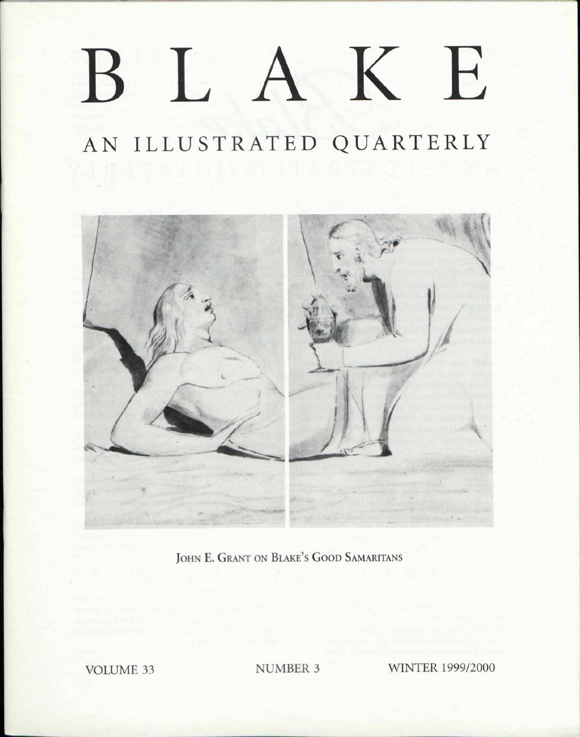# BLAKE

## AN ILLUSTRATED QUARTERLY

JOHN E. GRANT ON BLAKE'S GOOD SAMARITANS

VOLUME 33 NUMBER 3 WINTER 1999/2000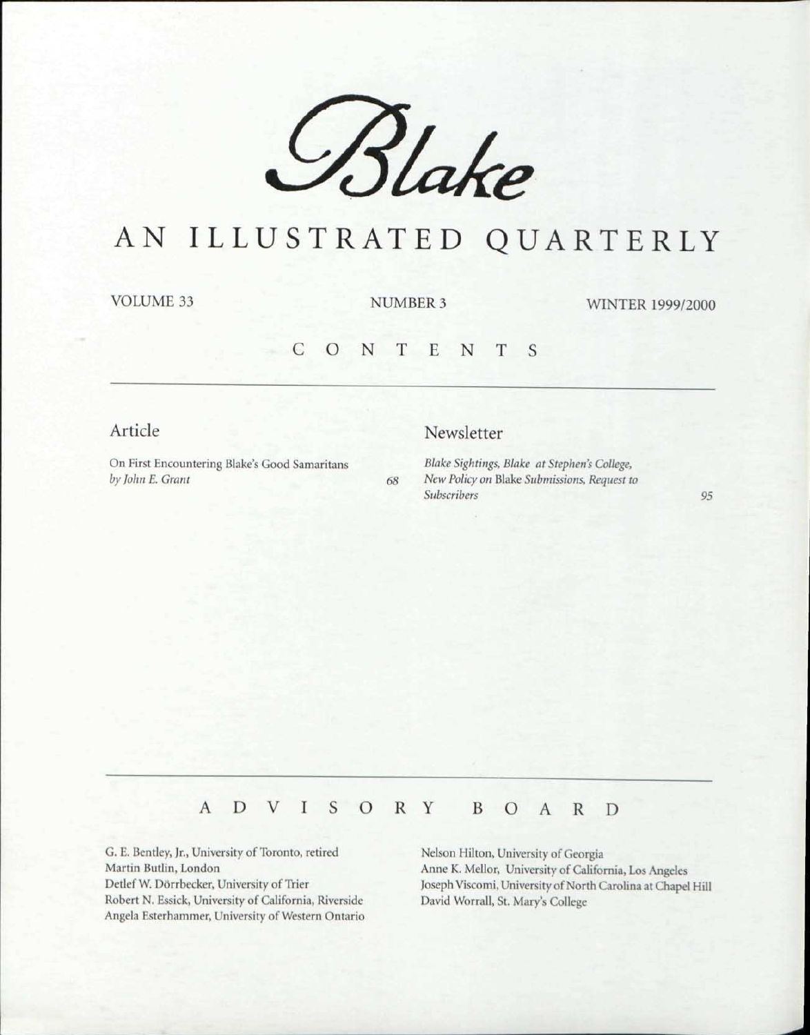# *Blake*

## AN ILLUSTRATED QUARTERLY

VOLUME 33 NUMBER 3 WINTER 1999/2000

## CONTENTS

### Article

On First Encountering Blake's Good Samaritans
*by John E. Grant* 68

### Newsletter

*Blake Sightings, Blake at Stephen's College, New Policy on* Blake *Submissions, Request to Subscribers* 95

## ADVISORY BOARD

G. E. Bentley, Jr., University of Toronto, retired
Martin Butlin, London
Detlef W. Dörrbecker, University of Trier
Robert N. Essick, University of California, Riverside
Angela Esterhammer, University of Western Ontario
Nelson Hilton, University of Georgia
Anne K. Mellor, University of California, Los Angeles
Joseph Viscomi, University of North Carolina at Chapel Hill
David Worrall, St. Mary's College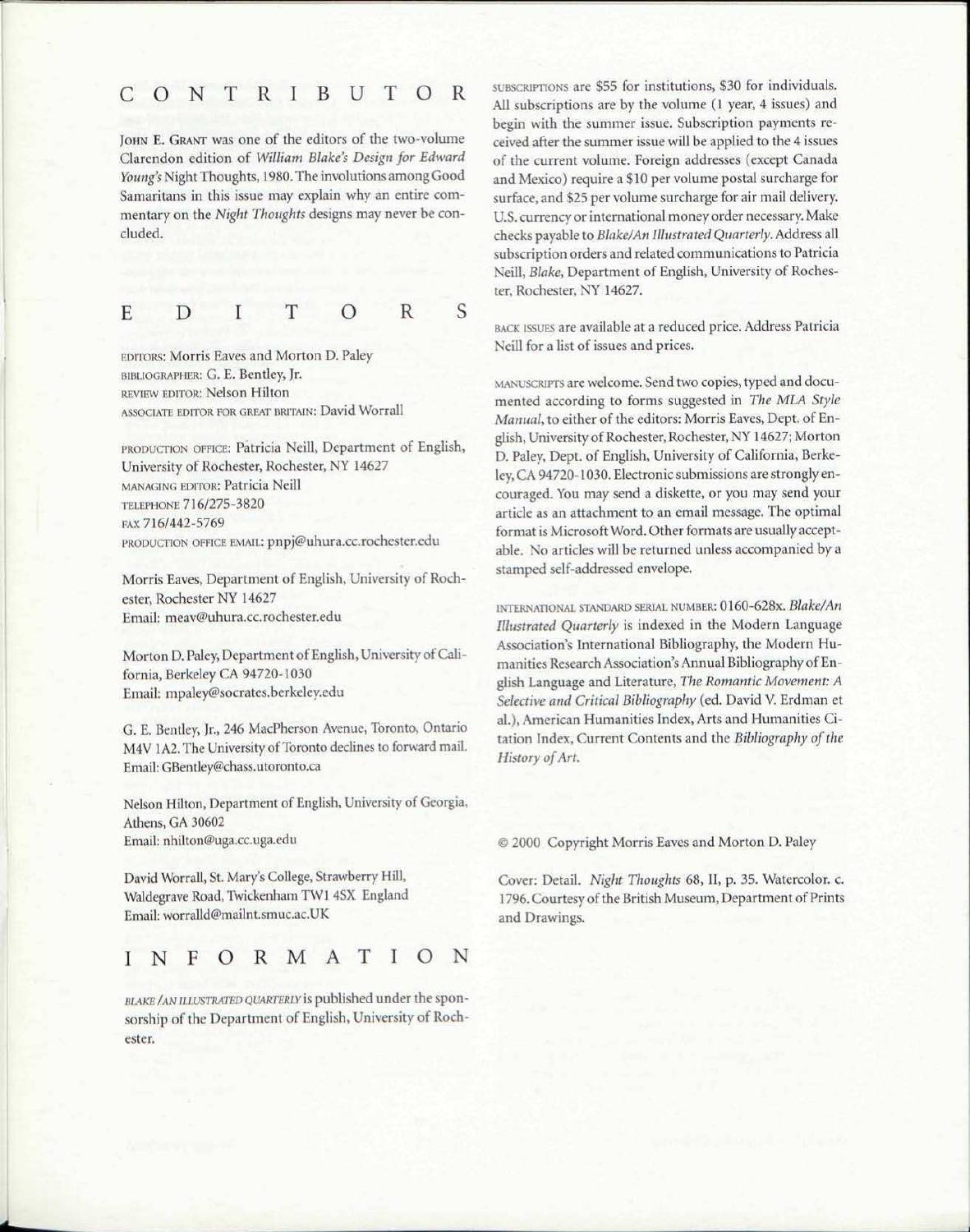## CONTRIBUTOR

**John E. Grant** was one of the editors of the two-volume Clarendon edition of *William Blake's Design for Edward Young's* Night Thoughts, 1980. The involutions among Good Samaritans in this issue may explain why an entire commentary on the *Night Thoughts* designs may never be concluded.

## EDITORS

EDITORS: Morris Eaves and Morton D. Paley
BIBLIOGRAPHER: G. E. Bentley, Jr.
REVIEW EDITOR: Nelson Hilton
ASSOCIATE EDITOR FOR GREAT BRITAIN: David Worrall

PRODUCTION OFFICE: Patricia Neill, Department of English, University of Rochester, Rochester, NY 14627
MANAGING EDITOR: Patricia Neill
TELEPHONE 716/275-3820
FAX 716/442-5769
PRODUCTION OFFICE EMAIL: pnpj@uhura.cc.rochester.edu

Morris Eaves, Department of English, University of Rochester, Rochester NY 14627
Email: meav@uhura.cc.rochester.edu

Morton D. Paley, Department of English, University of California, Berkeley CA 94720-1030
Email: mpaley@socrates.berkeley.edu

G. E. Bentley, Jr., 246 MacPherson Avenue, Toronto, Ontario M4V 1A2. The University of Toronto declines to forward mail.
Email: GBentley@chass.utoronto.ca

Nelson Hilton, Department of English, University of Georgia, Athens, GA 30602
Email: nhilton@uga.cc.uga.edu

David Worrall, St. Mary's College, Strawberry Hill, Waldegrave Road, Twickenham TW1 4SX England
Email: worralld@mailnt.smuc.ac.UK

## INFORMATION

*BLAKE / AN ILLUSTRATED QUARTERLY* is published under the sponsorship of the Department of English, University of Rochester.

SUBSCRIPTIONS are $55 for institutions, $30 for individuals. All subscriptions are by the volume (1 year, 4 issues) and begin with the summer issue. Subscription payments received after the summer issue will be applied to the 4 issues of the current volume. Foreign addresses (except Canada and Mexico) require a $10 per volume postal surcharge for surface, and $25 per volume surcharge for air mail delivery. U.S. currency or international money order necessary. Make checks payable to *Blake/An Illustrated Quarterly*. Address all subscription orders and related communications to Patricia Neill, *Blake*, Department of English, University of Rochester, Rochester, NY 14627.

BACK ISSUES are available at a reduced price. Address Patricia Neill for a list of issues and prices.

MANUSCRIPTS are welcome. Send two copies, typed and documented according to forms suggested in *The MLA Style Manual*, to either of the editors: Morris Eaves, Dept. of English, University of Rochester, Rochester, NY 14627; Morton D. Paley, Dept. of English, University of California, Berkeley, CA 94720-1030. Electronic submissions are strongly encouraged. You may send a diskette, or you may send your article as an attachment to an email message. The optimal format is Microsoft Word. Other formats are usually acceptable. No articles will be returned unless accompanied by a stamped self-addressed envelope.

INTERNATIONAL STANDARD SERIAL NUMBER: 0160-628x. *Blake/An Illustrated Quarterly* is indexed in the Modern Language Association's International Bibliography, the Modern Humanities Research Association's Annual Bibliography of English Language and Literature, *The Romantic Movement: A Selective and Critical Bibliography* (ed. David V. Erdman et al.), American Humanities Index, Arts and Humanities Citation Index, Current Contents and the *Bibliography of the History of Art*.

© 2000 Copyright Morris Eaves and Morton D. Paley

Cover: Detail. *Night Thoughts* 68, II, p. 35. Watercolor. c. 1796. Courtesy of the British Museum, Department of Prints and Drawings.